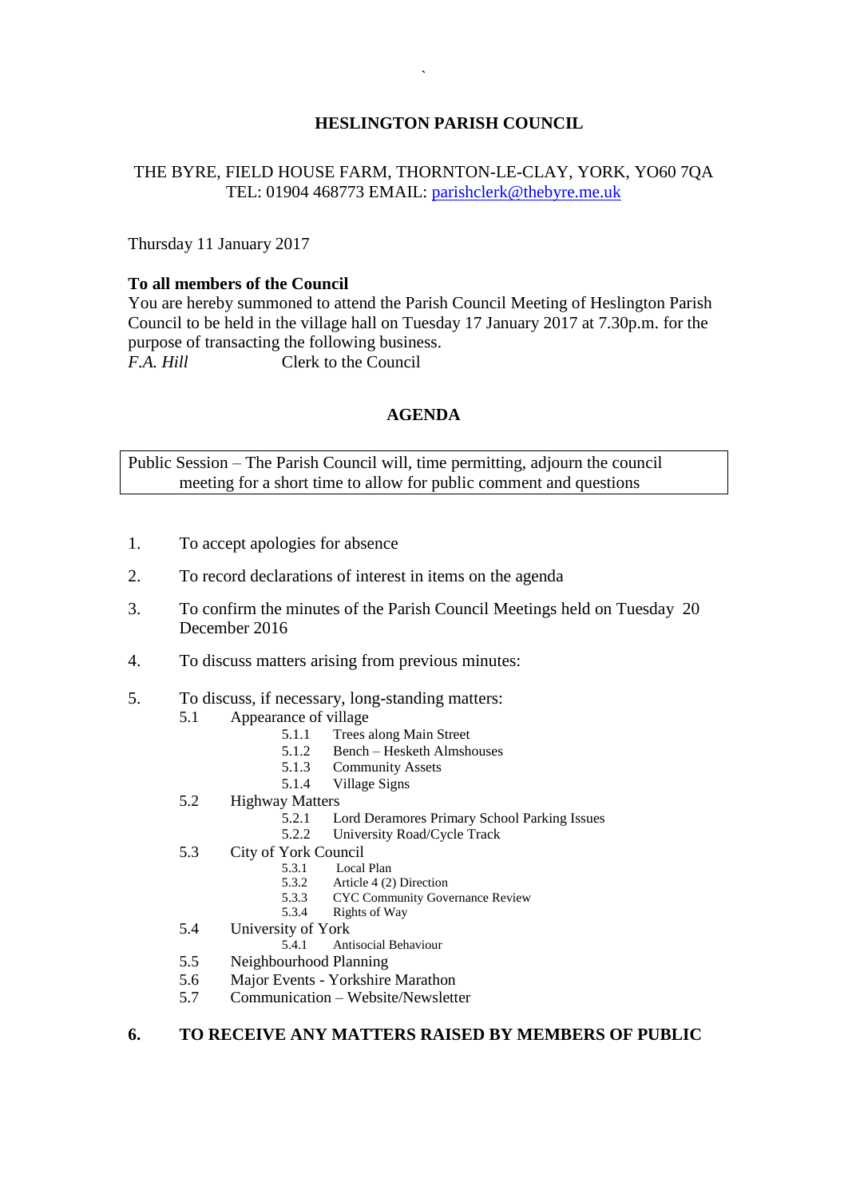# HESLINGTON PARISH COUNCIL

THE BYRE, FIELD HOUSE FARM, THORNTON-LE-CLAY, YORK, YO60 7QA
TEL: 01904 468773 EMAIL: parishclerk@thebyre.me.uk

Thursday 11 January 2017

**To all members of the Council**
You are hereby summoned to attend the Parish Council Meeting of Heslington Parish Council to be held in the village hall on Tuesday 17 January 2017 at 7.30p.m. for the purpose of transacting the following business.
*F.A. Hill* Clerk to the Council

## AGENDA

Public Session – The Parish Council will, time permitting, adjourn the council meeting for a short time to allow for public comment and questions

1. To accept apologies for absence
2. To record declarations of interest in items on the agenda
3. To confirm the minutes of the Parish Council Meetings held on Tuesday 20 December 2016
4. To discuss matters arising from previous minutes:
5. To discuss, if necessary, long-standing matters:
   - 5.1 Appearance of village
     - 5.1.1 Trees along Main Street
     - 5.1.2 Bench – Hesketh Almshouses
     - 5.1.3 Community Assets
     - 5.1.4 Village Signs
   - 5.2 Highway Matters
     - 5.2.1 Lord Deramores Primary School Parking Issues
     - 5.2.2 University Road/Cycle Track
   - 5.3 City of York Council
     - 5.3.1 Local Plan
     - 5.3.2 Article 4 (2) Direction
     - 5.3.3 CYC Community Governance Review
     - 5.3.4 Rights of Way
   - 5.4 University of York
     - 5.4.1 Antisocial Behaviour
   - 5.5 Neighbourhood Planning
   - 5.6 Major Events - Yorkshire Marathon
   - 5.7 Communication – Website/Newsletter

**6. TO RECEIVE ANY MATTERS RAISED BY MEMBERS OF PUBLIC**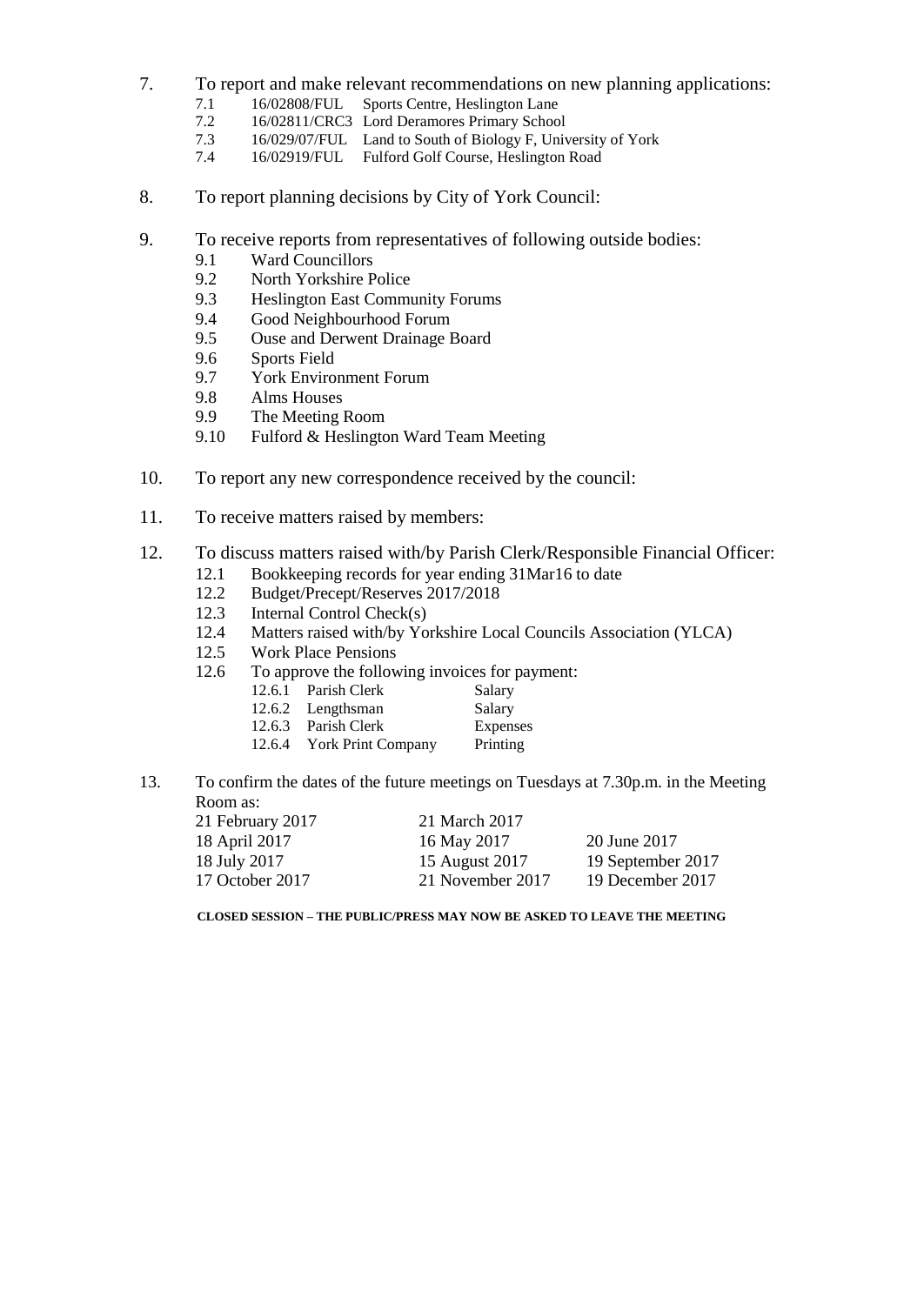7. To report and make relevant recommendations on new planning applications:
   - 7.1 16/02808/FUL Sports Centre, Heslington Lane
   - 7.2 16/02811/CRC3 Lord Deramores Primary School
   - 7.3 16/029/07/FUL Land to South of Biology F, University of York
   - 7.4 16/02919/FUL Fulford Golf Course, Heslington Road

8. To report planning decisions by City of York Council:

9. To receive reports from representatives of following outside bodies:
   - 9.1 Ward Councillors
   - 9.2 North Yorkshire Police
   - 9.3 Heslington East Community Forums
   - 9.4 Good Neighbourhood Forum
   - 9.5 Ouse and Derwent Drainage Board
   - 9.6 Sports Field
   - 9.7 York Environment Forum
   - 9.8 Alms Houses
   - 9.9 The Meeting Room
   - 9.10 Fulford & Heslington Ward Team Meeting

10. To report any new correspondence received by the council:

11. To receive matters raised by members:

12. To discuss matters raised with/by Parish Clerk/Responsible Financial Officer:
   - 12.1 Bookkeeping records for year ending 31Mar16 to date
   - 12.2 Budget/Precept/Reserves 2017/2018
   - 12.3 Internal Control Check(s)
   - 12.4 Matters raised with/by Yorkshire Local Councils Association (YLCA)
   - 12.5 Work Place Pensions
   - 12.6 To approve the following invoices for payment:
     - 12.6.1 Parish Clerk — Salary
     - 12.6.2 Lengthsman — Salary
     - 12.6.3 Parish Clerk — Expenses
     - 12.6.4 York Print Company — Printing

13. To confirm the dates of the future meetings on Tuesdays at 7.30p.m. in the Meeting Room as:

| | | |
|---|---|---|
| 21 February 2017 | 21 March 2017 | |
| 18 April 2017 | 16 May 2017 | 20 June 2017 |
| 18 July 2017 | 15 August 2017 | 19 September 2017 |
| 17 October 2017 | 21 November 2017 | 19 December 2017 |

**CLOSED SESSION – THE PUBLIC/PRESS MAY NOW BE ASKED TO LEAVE THE MEETING**